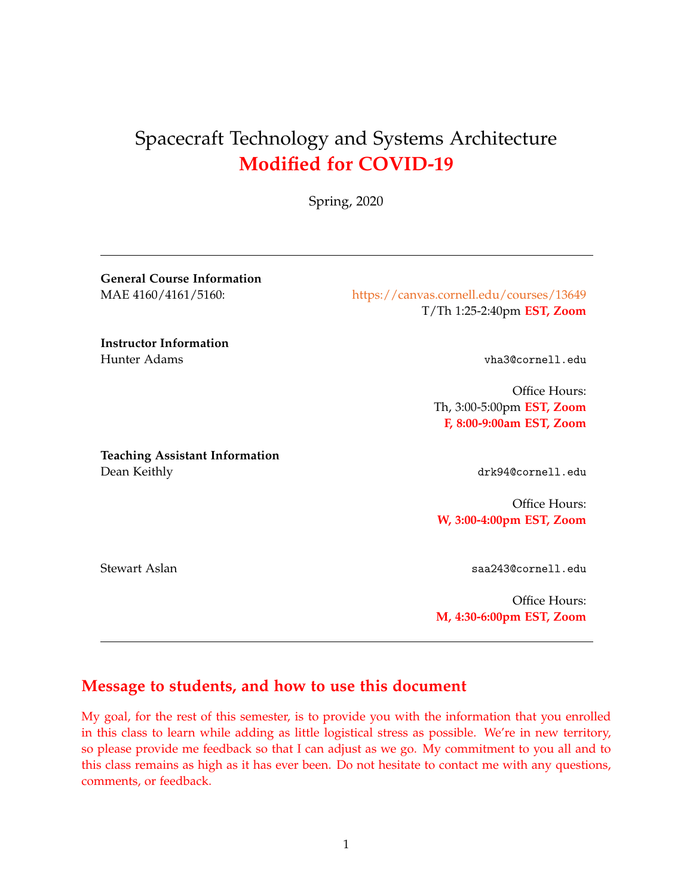# Spacecraft Technology and Systems Architecture
## Modified for COVID-19

Spring, 2020

---

**General Course Information**

MAE 4160/4161/5160: https://canvas.cornell.edu/courses/13649

T/Th 1:25-2:40pm **EST, Zoom**

**Instructor Information**

Hunter Adams — vha3@cornell.edu

Office Hours:
Th, 3:00-5:00pm **EST, Zoom**
**F, 8:00-9:00am EST, Zoom**

**Teaching Assistant Information**

Dean Keithly — drk94@cornell.edu

Office Hours:
**W, 3:00-4:00pm EST, Zoom**

Stewart Aslan — saa243@cornell.edu

Office Hours:
**M, 4:30-6:00pm EST, Zoom**

---

## Message to students, and how to use this document

My goal, for the rest of this semester, is to provide you with the information that you enrolled in this class to learn while adding as little logistical stress as possible. We're in new territory, so please provide me feedback so that I can adjust as we go. My commitment to you all and to this class remains as high as it has ever been. Do not hesitate to contact me with any questions, comments, or feedback.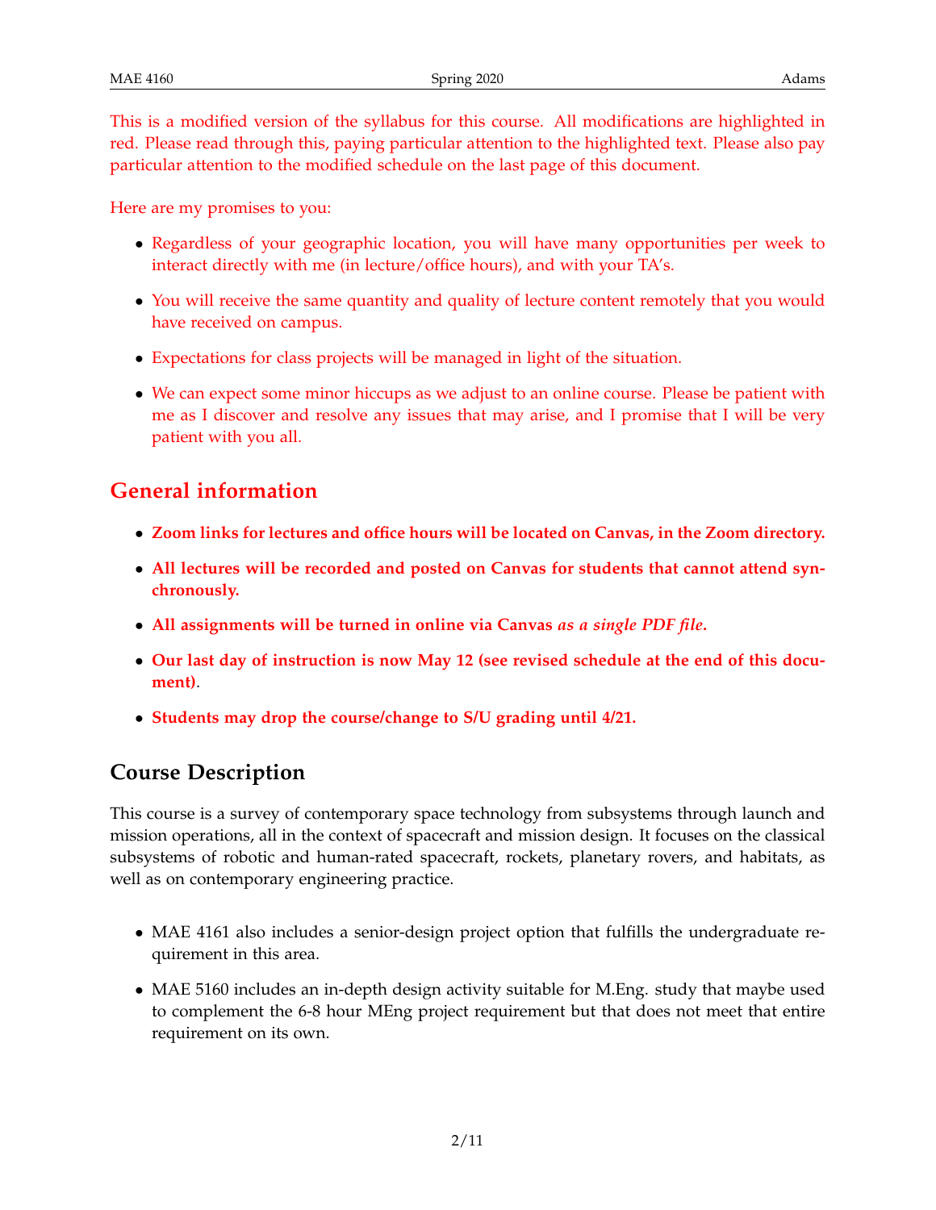This is a modified version of the syllabus for this course. All modifications are highlighted in red. Please read through this, paying particular attention to the highlighted text. Please also pay particular attention to the modified schedule on the last page of this document.

Here are my promises to you:

- Regardless of your geographic location, you will have many opportunities per week to interact directly with me (in lecture/office hours), and with your TA's.
- You will receive the same quantity and quality of lecture content remotely that you would have received on campus.
- Expectations for class projects will be managed in light of the situation.
- We can expect some minor hiccups as we adjust to an online course. Please be patient with me as I discover and resolve any issues that may arise, and I promise that I will be very patient with you all.

## General information

- **Zoom links for lectures and office hours will be located on Canvas, in the Zoom directory.**
- **All lectures will be recorded and posted on Canvas for students that cannot attend synchronously.**
- **All assignments will be turned in online via Canvas *as a single PDF file*.**
- **Our last day of instruction is now May 12 (see revised schedule at the end of this document)**.
- **Students may drop the course/change to S/U grading until 4/21.**

## Course Description

This course is a survey of contemporary space technology from subsystems through launch and mission operations, all in the context of spacecraft and mission design. It focuses on the classical subsystems of robotic and human-rated spacecraft, rockets, planetary rovers, and habitats, as well as on contemporary engineering practice.

- MAE 4161 also includes a senior-design project option that fulfills the undergraduate requirement in this area.
- MAE 5160 includes an in-depth design activity suitable for M.Eng. study that maybe used to complement the 6-8 hour MEng project requirement but that does not meet that entire requirement on its own.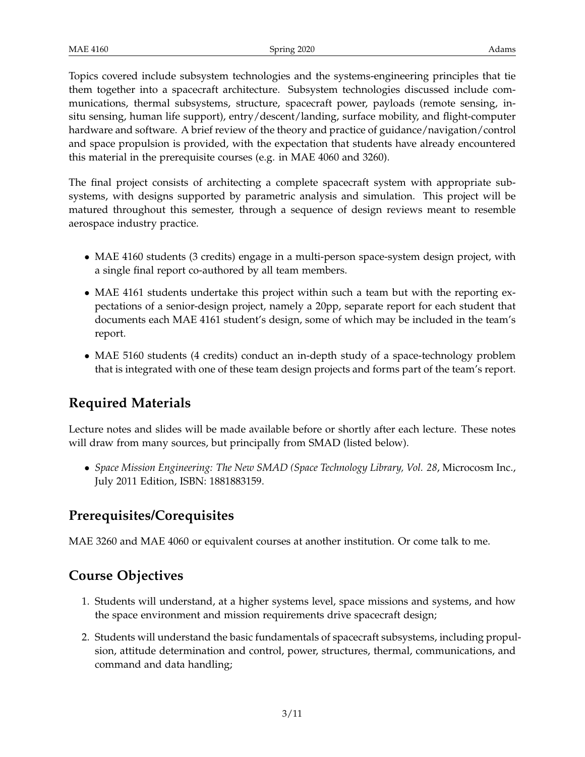Topics covered include subsystem technologies and the systems-engineering principles that tie them together into a spacecraft architecture. Subsystem technologies discussed include communications, thermal subsystems, structure, spacecraft power, payloads (remote sensing, in-situ sensing, human life support), entry/descent/landing, surface mobility, and flight-computer hardware and software. A brief review of the theory and practice of guidance/navigation/control and space propulsion is provided, with the expectation that students have already encountered this material in the prerequisite courses (e.g. in MAE 4060 and 3260).

The final project consists of architecting a complete spacecraft system with appropriate subsystems, with designs supported by parametric analysis and simulation. This project will be matured throughout this semester, through a sequence of design reviews meant to resemble aerospace industry practice.

- MAE 4160 students (3 credits) engage in a multi-person space-system design project, with a single final report co-authored by all team members.
- MAE 4161 students undertake this project within such a team but with the reporting expectations of a senior-design project, namely a 20pp, separate report for each student that documents each MAE 4161 student's design, some of which may be included in the team's report.
- MAE 5160 students (4 credits) conduct an in-depth study of a space-technology problem that is integrated with one of these team design projects and forms part of the team's report.

## Required Materials

Lecture notes and slides will be made available before or shortly after each lecture. These notes will draw from many sources, but principally from SMAD (listed below).

- *Space Mission Engineering: The New SMAD (Space Technology Library, Vol. 28*, Microcosm Inc., July 2011 Edition, ISBN: 1881883159.

## Prerequisites/Corequisites

MAE 3260 and MAE 4060 or equivalent courses at another institution. Or come talk to me.

## Course Objectives

1. Students will understand, at a higher systems level, space missions and systems, and how the space environment and mission requirements drive spacecraft design;
2. Students will understand the basic fundamentals of spacecraft subsystems, including propulsion, attitude determination and control, power, structures, thermal, communications, and command and data handling;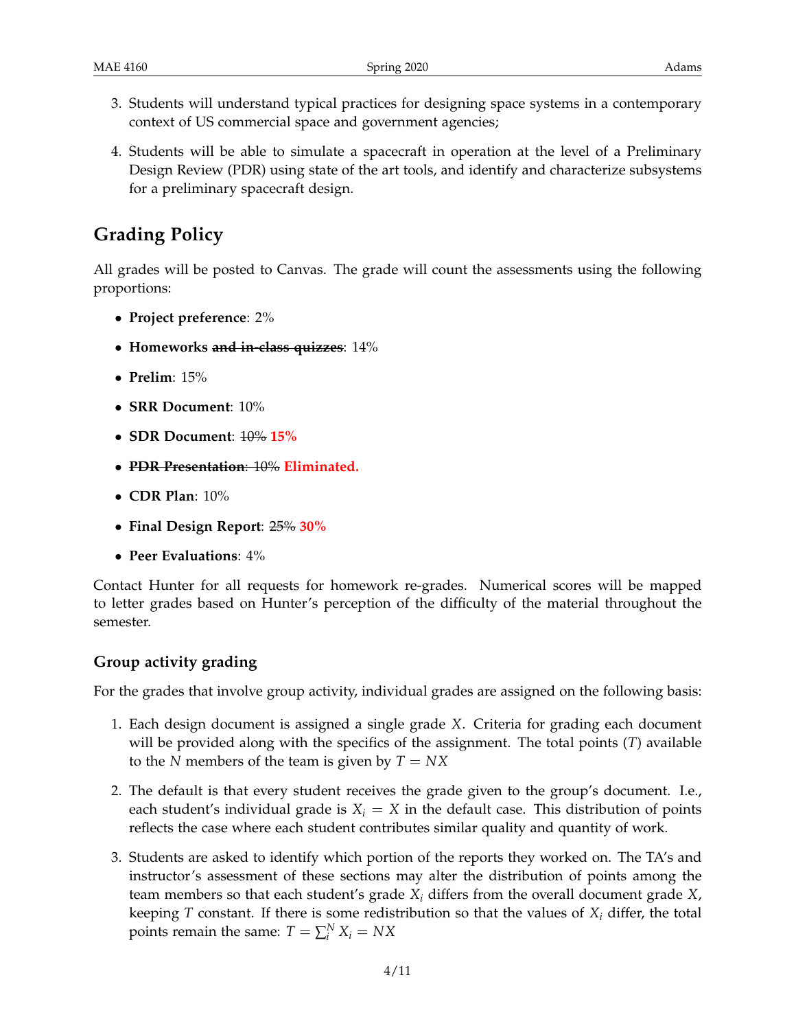3. Students will understand typical practices for designing space systems in a contemporary context of US commercial space and government agencies;

4. Students will be able to simulate a spacecraft in operation at the level of a Preliminary Design Review (PDR) using state of the art tools, and identify and characterize subsystems for a preliminary spacecraft design.

## Grading Policy

All grades will be posted to Canvas. The grade will count the assessments using the following proportions:

- **Project preference**: 2%
- **Homeworks ~~and in-class quizzes~~**: 14%
- **Prelim**: 15%
- **SRR Document**: 10%
- **SDR Document**: ~~10%~~ **15%**
- ~~**PDR Presentation**: 10%~~ **Eliminated.**
- **CDR Plan**: 10%
- **Final Design Report**: ~~25%~~ **30%**
- **Peer Evaluations**: 4%

Contact Hunter for all requests for homework re-grades. Numerical scores will be mapped to letter grades based on Hunter's perception of the difficulty of the material throughout the semester.

### Group activity grading

For the grades that involve group activity, individual grades are assigned on the following basis:

1. Each design document is assigned a single grade $X$. Criteria for grading each document will be provided along with the specifics of the assignment. The total points ($T$) available to the $N$ members of the team is given by $T = NX$

2. The default is that every student receives the grade given to the group's document. I.e., each student's individual grade is $X_i = X$ in the default case. This distribution of points reflects the case where each student contributes similar quality and quantity of work.

3. Students are asked to identify which portion of the reports they worked on. The TA's and instructor's assessment of these sections may alter the distribution of points among the team members so that each student's grade $X_i$ differs from the overall document grade $X$, keeping $T$ constant. If there is some redistribution so that the values of $X_i$ differ, the total points remain the same: $T = \sum_i^N X_i = NX$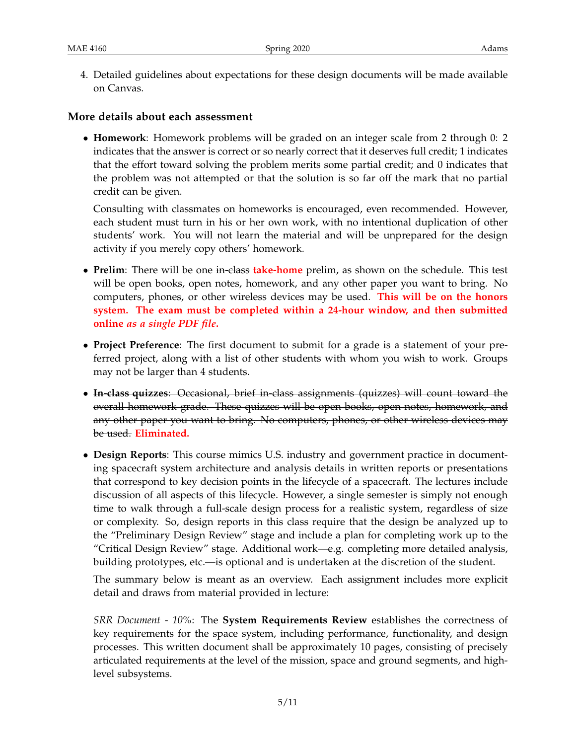4. Detailed guidelines about expectations for these design documents will be made available on Canvas.

### More details about each assessment

- **Homework**: Homework problems will be graded on an integer scale from 2 through 0: 2 indicates that the answer is correct or so nearly correct that it deserves full credit; 1 indicates that the effort toward solving the problem merits some partial credit; and 0 indicates that the problem was not attempted or that the solution is so far off the mark that no partial credit can be given.

  Consulting with classmates on homeworks is encouraged, even recommended. However, each student must turn in his or her own work, with no intentional duplication of other students' work. You will not learn the material and will be unprepared for the design activity if you merely copy others' homework.

- **Prelim**: There will be one ~~in-class~~ **take-home** prelim, as shown on the schedule. This test will be open books, open notes, homework, and any other paper you want to bring. No computers, phones, or other wireless devices may be used. **This will be on the honors system. The exam must be completed within a 24-hour window, and then submitted online *as a single PDF file*.**

- **Project Preference**: The first document to submit for a grade is a statement of your preferred project, along with a list of other students with whom you wish to work. Groups may not be larger than 4 students.

- ~~**In-class quizzes**: Occasional, brief in-class assignments (quizzes) will count toward the overall homework grade. These quizzes will be open books, open notes, homework, and any other paper you want to bring. No computers, phones, or other wireless devices may be used.~~ **Eliminated.**

- **Design Reports**: This course mimics U.S. industry and government practice in documenting spacecraft system architecture and analysis details in written reports or presentations that correspond to key decision points in the lifecycle of a spacecraft. The lectures include discussion of all aspects of this lifecycle. However, a single semester is simply not enough time to walk through a full-scale design process for a realistic system, regardless of size or complexity. So, design reports in this class require that the design be analyzed up to the "Preliminary Design Review" stage and include a plan for completing work up to the "Critical Design Review" stage. Additional work—e.g. completing more detailed analysis, building prototypes, etc.—is optional and is undertaken at the discretion of the student.

  The summary below is meant as an overview. Each assignment includes more explicit detail and draws from material provided in lecture:

  *SRR Document - 10%*: The **System Requirements Review** establishes the correctness of key requirements for the space system, including performance, functionality, and design processes. This written document shall be approximately 10 pages, consisting of precisely articulated requirements at the level of the mission, space and ground segments, and high-level subsystems.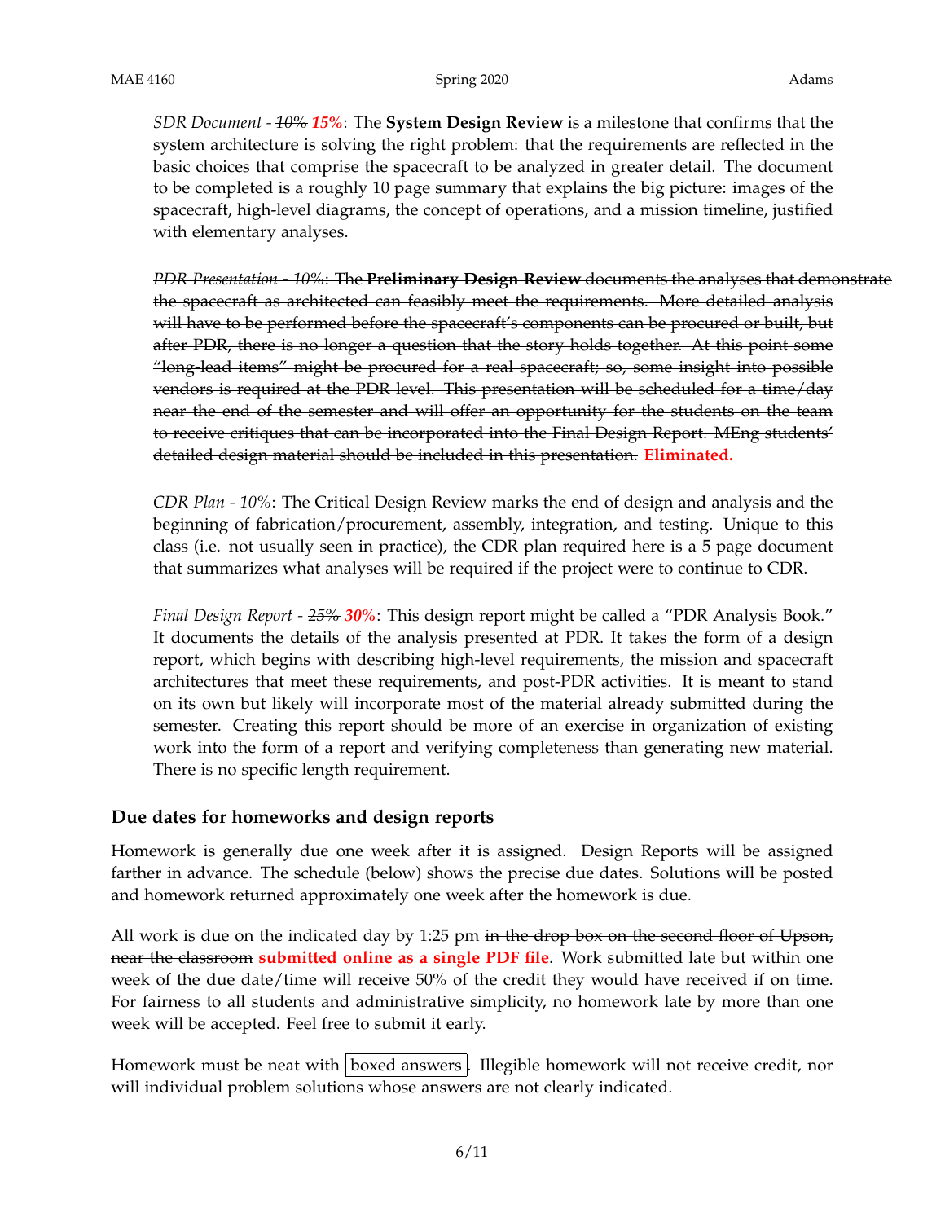*SDR Document - ~~10%~~ **15%***: The **System Design Review** is a milestone that confirms that the system architecture is solving the right problem: that the requirements are reflected in the basic choices that comprise the spacecraft to be analyzed in greater detail. The document to be completed is a roughly 10 page summary that explains the big picture: images of the spacecraft, high-level diagrams, the concept of operations, and a mission timeline, justified with elementary analyses.

~~*PDR Presentation - 10%*: The **Preliminary Design Review** documents the analyses that demonstrate the spacecraft as architected can feasibly meet the requirements. More detailed analysis will have to be performed before the spacecraft's components can be procured or built, but after PDR, there is no longer a question that the story holds together. At this point some "long-lead items" might be procured for a real spacecraft; so, some insight into possible vendors is required at the PDR level. This presentation will be scheduled for a time/day near the end of the semester and will offer an opportunity for the students on the team to receive critiques that can be incorporated into the Final Design Report. MEng students' detailed design material should be included in this presentation.~~ **Eliminated.**

*CDR Plan - 10%*: The Critical Design Review marks the end of design and analysis and the beginning of fabrication/procurement, assembly, integration, and testing. Unique to this class (i.e. not usually seen in practice), the CDR plan required here is a 5 page document that summarizes what analyses will be required if the project were to continue to CDR.

*Final Design Report - ~~25%~~ **30%***: This design report might be called a "PDR Analysis Book." It documents the details of the analysis presented at PDR. It takes the form of a design report, which begins with describing high-level requirements, the mission and spacecraft architectures that meet these requirements, and post-PDR activities. It is meant to stand on its own but likely will incorporate most of the material already submitted during the semester. Creating this report should be more of an exercise in organization of existing work into the form of a report and verifying completeness than generating new material. There is no specific length requirement.

## Due dates for homeworks and design reports

Homework is generally due one week after it is assigned. Design Reports will be assigned farther in advance. The schedule (below) shows the precise due dates. Solutions will be posted and homework returned approximately one week after the homework is due.

All work is due on the indicated day by 1:25 pm ~~in the drop box on the second floor of Upson, near the classroom~~ **submitted online as a single PDF file**. Work submitted late but within one week of the due date/time will receive 50% of the credit they would have received if on time. For fairness to all students and administrative simplicity, no homework late by more than one week will be accepted. Feel free to submit it early.

Homework must be neat with $\boxed{\text{boxed answers}}$. Illegible homework will not receive credit, nor will individual problem solutions whose answers are not clearly indicated.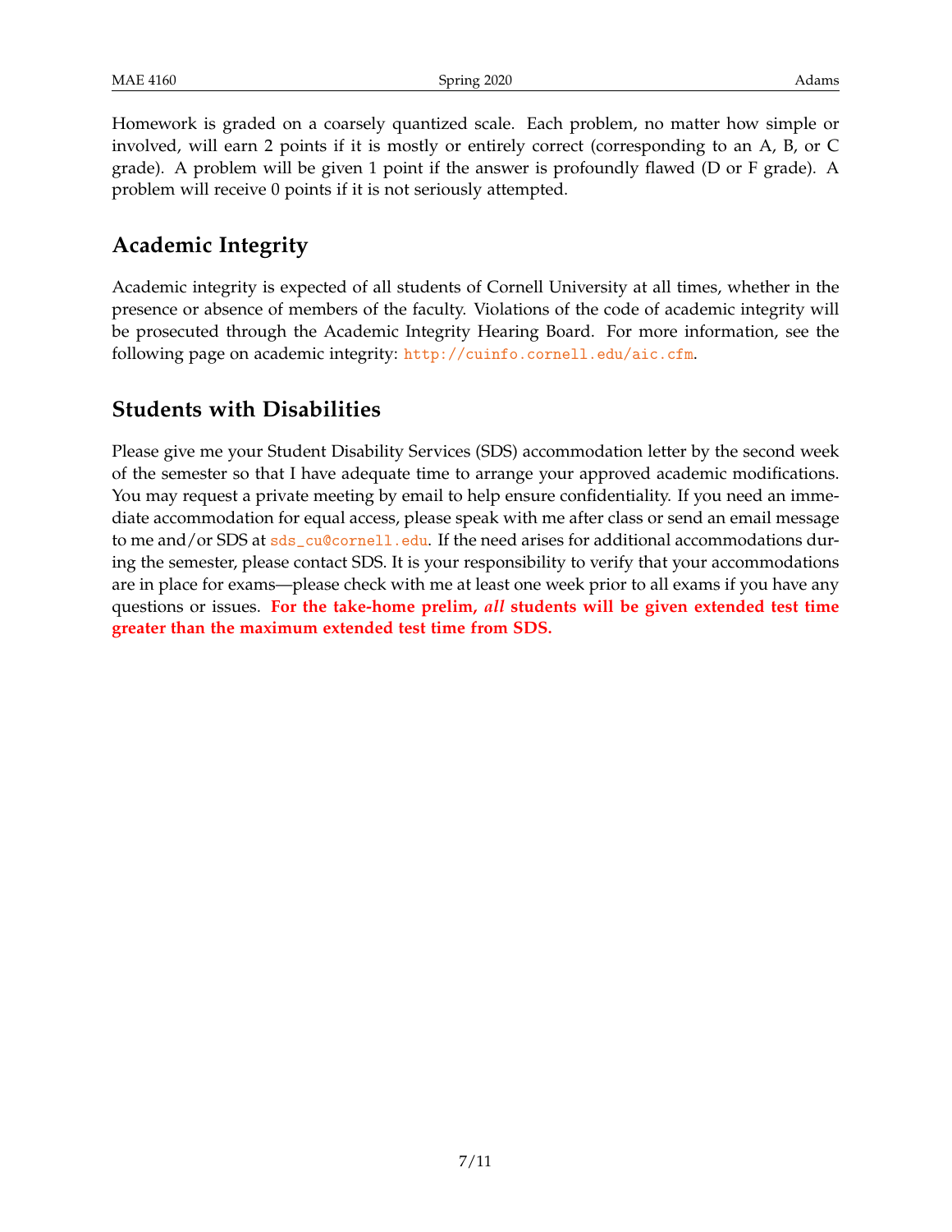Homework is graded on a coarsely quantized scale. Each problem, no matter how simple or involved, will earn 2 points if it is mostly or entirely correct (corresponding to an A, B, or C grade). A problem will be given 1 point if the answer is profoundly flawed (D or F grade). A problem will receive 0 points if it is not seriously attempted.

## Academic Integrity

Academic integrity is expected of all students of Cornell University at all times, whether in the presence or absence of members of the faculty. Violations of the code of academic integrity will be prosecuted through the Academic Integrity Hearing Board. For more information, see the following page on academic integrity: http://cuinfo.cornell.edu/aic.cfm.

## Students with Disabilities

Please give me your Student Disability Services (SDS) accommodation letter by the second week of the semester so that I have adequate time to arrange your approved academic modifications. You may request a private meeting by email to help ensure confidentiality. If you need an immediate accommodation for equal access, please speak with me after class or send an email message to me and/or SDS at sds_cu@cornell.edu. If the need arises for additional accommodations during the semester, please contact SDS. It is your responsibility to verify that your accommodations are in place for exams—please check with me at least one week prior to all exams if you have any questions or issues. **For the take-home prelim, *all* students will be given extended test time greater than the maximum extended test time from SDS.**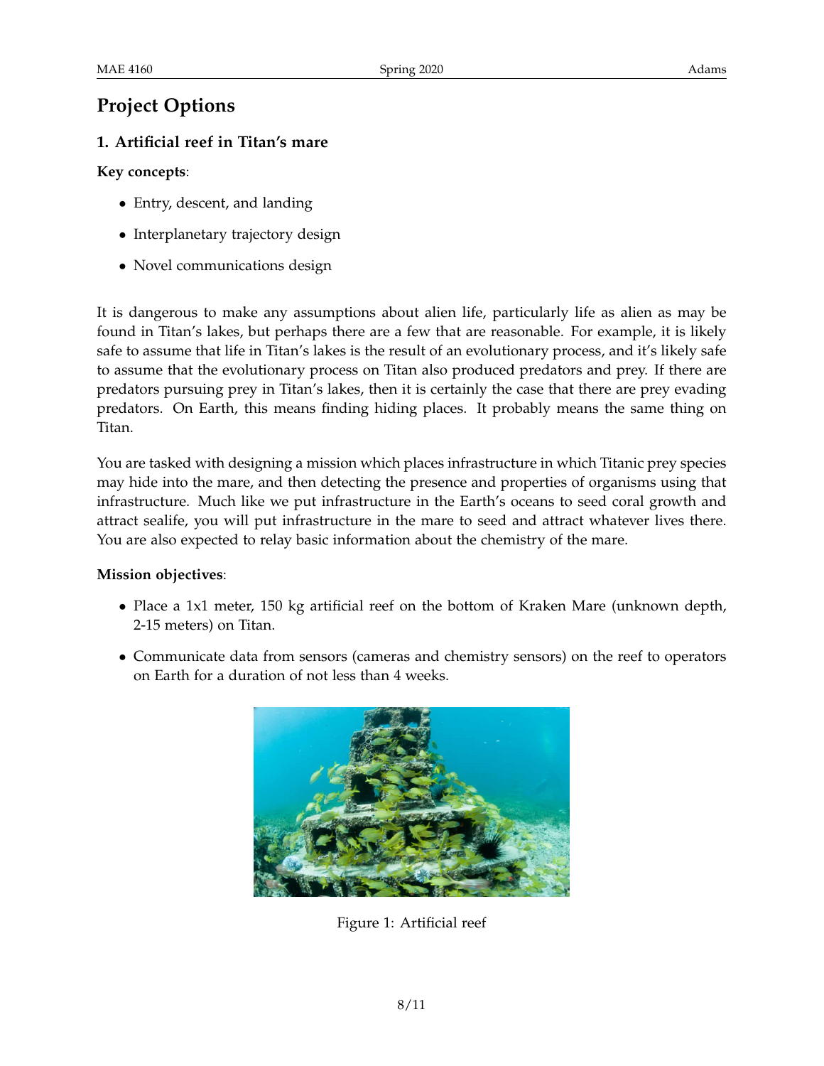# Project Options

## 1. Artificial reef in Titan's mare

**Key concepts**:

- Entry, descent, and landing
- Interplanetary trajectory design
- Novel communications design

It is dangerous to make any assumptions about alien life, particularly life as alien as may be found in Titan's lakes, but perhaps there are a few that are reasonable. For example, it is likely safe to assume that life in Titan's lakes is the result of an evolutionary process, and it's likely safe to assume that the evolutionary process on Titan also produced predators and prey. If there are predators pursuing prey in Titan's lakes, then it is certainly the case that there are prey evading predators. On Earth, this means finding hiding places. It probably means the same thing on Titan.

You are tasked with designing a mission which places infrastructure in which Titanic prey species may hide into the mare, and then detecting the presence and properties of organisms using that infrastructure. Much like we put infrastructure in the Earth's oceans to seed coral growth and attract sealife, you will put infrastructure in the mare to seed and attract whatever lives there. You are also expected to relay basic information about the chemistry of the mare.

**Mission objectives**:

- Place a 1x1 meter, 150 kg artificial reef on the bottom of Kraken Mare (unknown depth, 2-15 meters) on Titan.
- Communicate data from sensors (cameras and chemistry sensors) on the reef to operators on Earth for a duration of not less than 4 weeks.

Figure 1: Artificial reef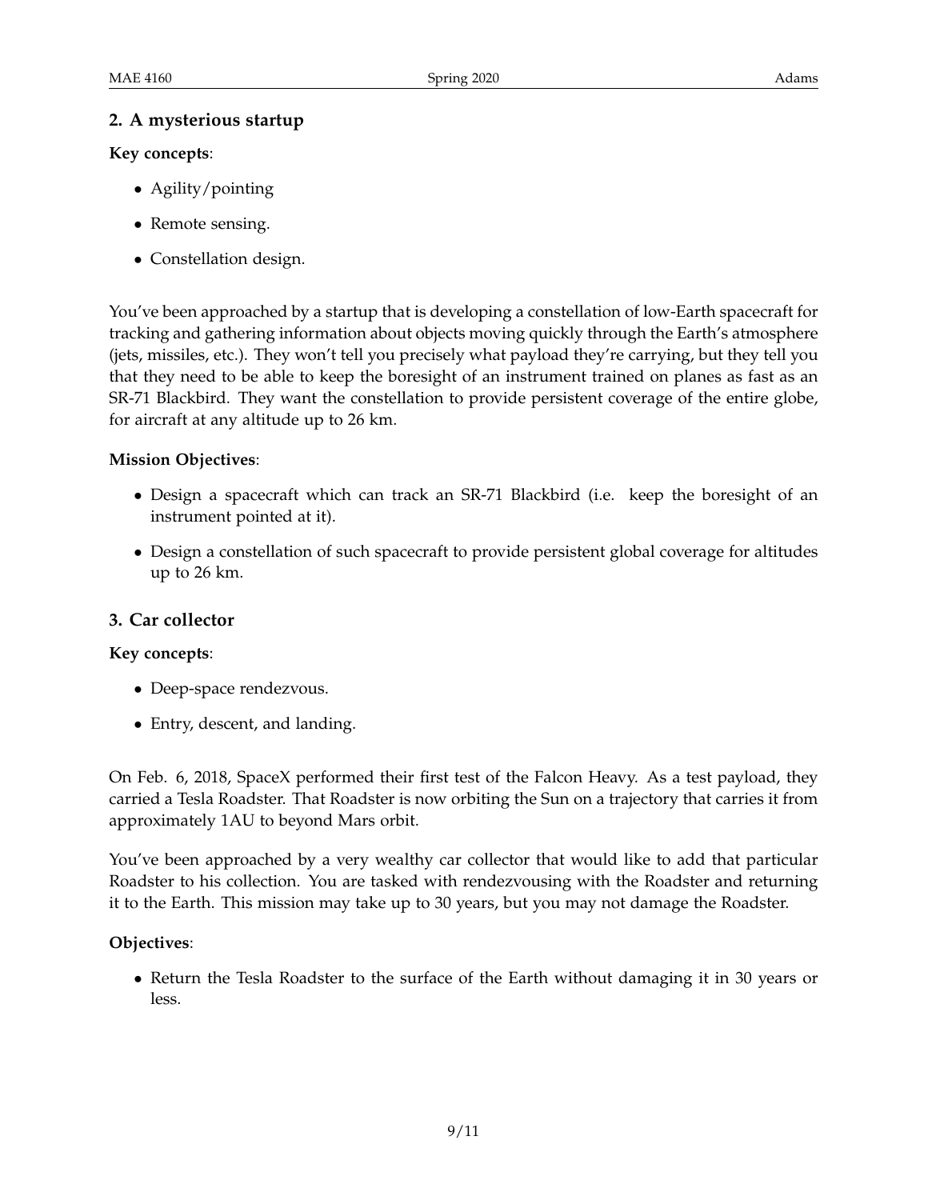## 2. A mysterious startup

**Key concepts**:

- Agility/pointing
- Remote sensing.
- Constellation design.

You've been approached by a startup that is developing a constellation of low-Earth spacecraft for tracking and gathering information about objects moving quickly through the Earth's atmosphere (jets, missiles, etc.). They won't tell you precisely what payload they're carrying, but they tell you that they need to be able to keep the boresight of an instrument trained on planes as fast as an SR-71 Blackbird. They want the constellation to provide persistent coverage of the entire globe, for aircraft at any altitude up to 26 km.

**Mission Objectives**:

- Design a spacecraft which can track an SR-71 Blackbird (i.e. keep the boresight of an instrument pointed at it).
- Design a constellation of such spacecraft to provide persistent global coverage for altitudes up to 26 km.

## 3. Car collector

**Key concepts**:

- Deep-space rendezvous.
- Entry, descent, and landing.

On Feb. 6, 2018, SpaceX performed their first test of the Falcon Heavy. As a test payload, they carried a Tesla Roadster. That Roadster is now orbiting the Sun on a trajectory that carries it from approximately 1AU to beyond Mars orbit.

You've been approached by a very wealthy car collector that would like to add that particular Roadster to his collection. You are tasked with rendezvousing with the Roadster and returning it to the Earth. This mission may take up to 30 years, but you may not damage the Roadster.

**Objectives**:

- Return the Tesla Roadster to the surface of the Earth without damaging it in 30 years or less.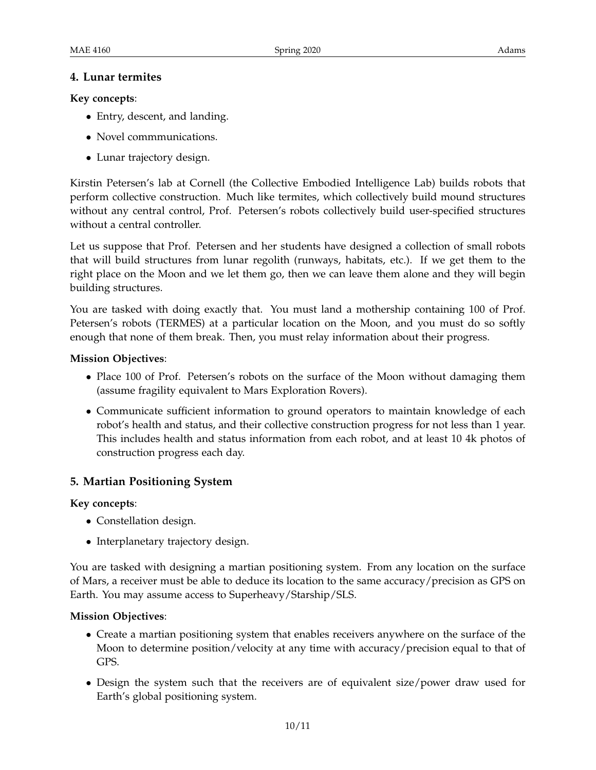### 4. Lunar termites

**Key concepts**:

- Entry, descent, and landing.
- Novel commmunications.
- Lunar trajectory design.

Kirstin Petersen's lab at Cornell (the Collective Embodied Intelligence Lab) builds robots that perform collective construction. Much like termites, which collectively build mound structures without any central control, Prof. Petersen's robots collectively build user-specified structures without a central controller.

Let us suppose that Prof. Petersen and her students have designed a collection of small robots that will build structures from lunar regolith (runways, habitats, etc.). If we get them to the right place on the Moon and we let them go, then we can leave them alone and they will begin building structures.

You are tasked with doing exactly that. You must land a mothership containing 100 of Prof. Petersen's robots (TERMES) at a particular location on the Moon, and you must do so softly enough that none of them break. Then, you must relay information about their progress.

**Mission Objectives**:

- Place 100 of Prof. Petersen's robots on the surface of the Moon without damaging them (assume fragility equivalent to Mars Exploration Rovers).
- Communicate sufficient information to ground operators to maintain knowledge of each robot's health and status, and their collective construction progress for not less than 1 year. This includes health and status information from each robot, and at least 10 4k photos of construction progress each day.

### 5. Martian Positioning System

**Key concepts**:

- Constellation design.
- Interplanetary trajectory design.

You are tasked with designing a martian positioning system. From any location on the surface of Mars, a receiver must be able to deduce its location to the same accuracy/precision as GPS on Earth. You may assume access to Superheavy/Starship/SLS.

**Mission Objectives**:

- Create a martian positioning system that enables receivers anywhere on the surface of the Moon to determine position/velocity at any time with accuracy/precision equal to that of GPS.
- Design the system such that the receivers are of equivalent size/power draw used for Earth's global positioning system.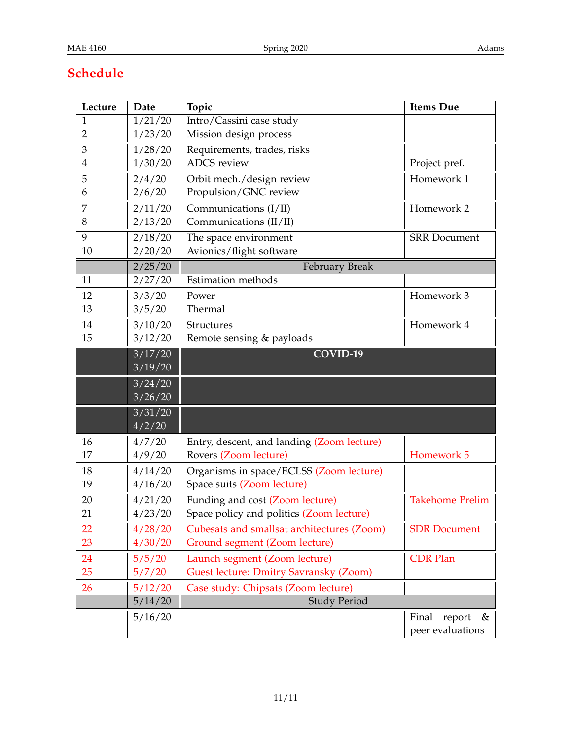# Schedule

| Lecture | Date | Topic | Items Due |
|---|---|---|---|
| 1 | 1/21/20 | Intro/Cassini case study | |
| 2 | 1/23/20 | Mission design process | |
| 3 | 1/28/20 | Requirements, trades, risks | |
| 4 | 1/30/20 | ADCS review | Project pref. |
| 5 | 2/4/20 | Orbit mech./design review | Homework 1 |
| 6 | 2/6/20 | Propulsion/GNC review | |
| 7 | 2/11/20 | Communications (I/II) | Homework 2 |
| 8 | 2/13/20 | Communications (II/II) | |
| 9 | 2/18/20 | The space environment | SRR Document |
| 10 | 2/20/20 | Avionics/flight software | |
| | 2/25/20 | February Break | |
| 11 | 2/27/20 | Estimation methods | |
| 12 | 3/3/20 | Power | Homework 3 |
| 13 | 3/5/20 | Thermal | |
| 14 | 3/10/20 | Structures | Homework 4 |
| 15 | 3/12/20 | Remote sensing & payloads | |
| | 3/17/20 | **COVID-19** | |
| | 3/19/20 | | |
| | 3/24/20 | | |
| | 3/26/20 | | |
| | 3/31/20 | | |
| | 4/2/20 | | |
| 16 | 4/7/20 | Entry, descent, and landing (Zoom lecture) | |
| 17 | 4/9/20 | Rovers (Zoom lecture) | Homework 5 |
| 18 | 4/14/20 | Organisms in space/ECLSS (Zoom lecture) | |
| 19 | 4/16/20 | Space suits (Zoom lecture) | |
| 20 | 4/21/20 | Funding and cost (Zoom lecture) | Takehome Prelim |
| 21 | 4/23/20 | Space policy and politics (Zoom lecture) | |
| 22 | 4/28/20 | Cubesats and smallsat architectures (Zoom) | SDR Document |
| 23 | 4/30/20 | Ground segment (Zoom lecture) | |
| 24 | 5/5/20 | Launch segment (Zoom lecture) | CDR Plan |
| 25 | 5/7/20 | Guest lecture: Dmitry Savransky (Zoom) | |
| 26 | 5/12/20 | Case study: Chipsats (Zoom lecture) | |
| | 5/14/20 | Study Period | |
| | 5/16/20 | | Final report & peer evaluations |